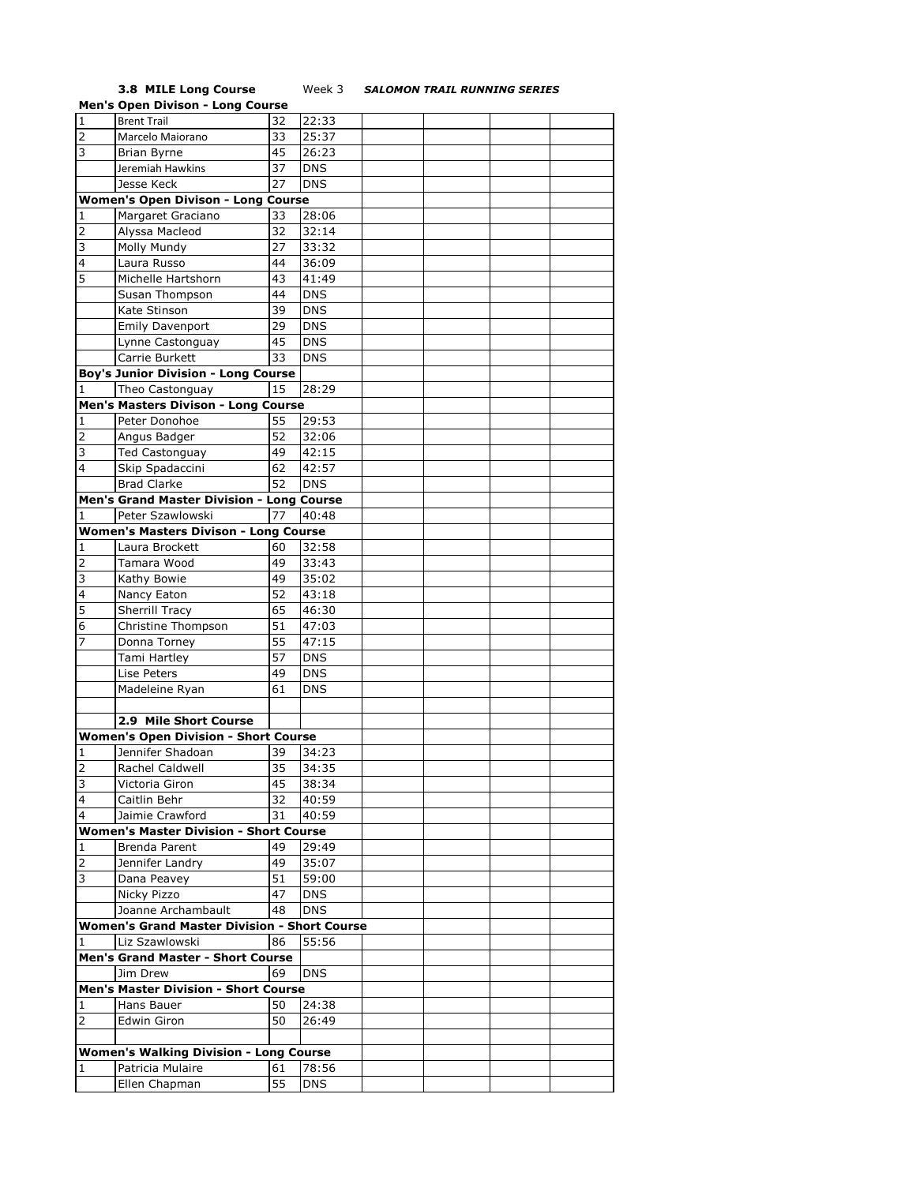**3.8 MILE Long Course** Week 3 ***SALOMON TRAIL RUNNING SERIES***

| | | | | | | | |
|---|---|---|---|---|---|---|---|
| **Men's Open Divison - Long Course** | | | | | | | |
| 1 | Brent Trail | 32 | 22:33 | | | | |
| 2 | Marcelo Maiorano | 33 | 25:37 | | | | |
| 3 | Brian Byrne | 45 | 26:23 | | | | |
| | Jeremiah Hawkins | 37 | DNS | | | | |
| | Jesse Keck | 27 | DNS | | | | |
| **Women's Open Divison - Long Course** | | | | | | | |
| 1 | Margaret Graciano | 33 | 28:06 | | | | |
| 2 | Alyssa Macleod | 32 | 32:14 | | | | |
| 3 | Molly Mundy | 27 | 33:32 | | | | |
| 4 | Laura Russo | 44 | 36:09 | | | | |
| 5 | Michelle Hartshorn | 43 | 41:49 | | | | |
| | Susan Thompson | 44 | DNS | | | | |
| | Kate Stinson | 39 | DNS | | | | |
| | Emily Davenport | 29 | DNS | | | | |
| | Lynne Castonguay | 45 | DNS | | | | |
| | Carrie Burkett | 33 | DNS | | | | |
| **Boy's Junior Division - Long Course** | | | | | | | |
| 1 | Theo Castonguay | 15 | 28:29 | | | | |
| **Men's Masters Divison - Long Course** | | | | | | | |
| 1 | Peter Donohoe | 55 | 29:53 | | | | |
| 2 | Angus Badger | 52 | 32:06 | | | | |
| 3 | Ted Castonguay | 49 | 42:15 | | | | |
| 4 | Skip Spadaccini | 62 | 42:57 | | | | |
| | Brad Clarke | 52 | DNS | | | | |
| **Men's Grand Master Division - Long Course** | | | | | | | |
| 1 | Peter Szawlowski | 77 | 40:48 | | | | |
| **Women's Masters Divison - Long Course** | | | | | | | |
| 1 | Laura Brockett | 60 | 32:58 | | | | |
| 2 | Tamara Wood | 49 | 33:43 | | | | |
| 3 | Kathy Bowie | 49 | 35:02 | | | | |
| 4 | Nancy Eaton | 52 | 43:18 | | | | |
| 5 | Sherrill Tracy | 65 | 46:30 | | | | |
| 6 | Christine Thompson | 51 | 47:03 | | | | |
| 7 | Donna Torney | 55 | 47:15 | | | | |
| | Tami Hartley | 57 | DNS | | | | |
| | Lise Peters | 49 | DNS | | | | |
| | Madeleine Ryan | 61 | DNS | | | | |
| | | | | | | | |
| | **2.9 Mile Short Course** | | | | | | |
| **Women's Open Division - Short Course** | | | | | | | |
| 1 | Jennifer Shadoan | 39 | 34:23 | | | | |
| 2 | Rachel Caldwell | 35 | 34:35 | | | | |
| 3 | Victoria Giron | 45 | 38:34 | | | | |
| 4 | Caitlin Behr | 32 | 40:59 | | | | |
| 4 | Jaimie Crawford | 31 | 40:59 | | | | |
| **Women's Master Division - Short Course** | | | | | | | |
| 1 | Brenda Parent | 49 | 29:49 | | | | |
| 2 | Jennifer Landry | 49 | 35:07 | | | | |
| 3 | Dana Peavey | 51 | 59:00 | | | | |
| | Nicky Pizzo | 47 | DNS | | | | |
| | Joanne Archambault | 48 | DNS | | | | |
| **Women's Grand Master Division - Short Course** | | | | | | | |
| 1 | Liz Szawlowski | 86 | 55:56 | | | | |
| **Men's Grand Master - Short Course** | | | | | | | |
| | Jim Drew | 69 | DNS | | | | |
| **Men's Master Division - Short Course** | | | | | | | |
| 1 | Hans Bauer | 50 | 24:38 | | | | |
| 2 | Edwin Giron | 50 | 26:49 | | | | |
| | | | | | | | |
| **Women's Walking Division - Long Course** | | | | | | | |
| 1 | Patricia Mulaire | 61 | 78:56 | | | | |
| | Ellen Chapman | 55 | DNS | | | | |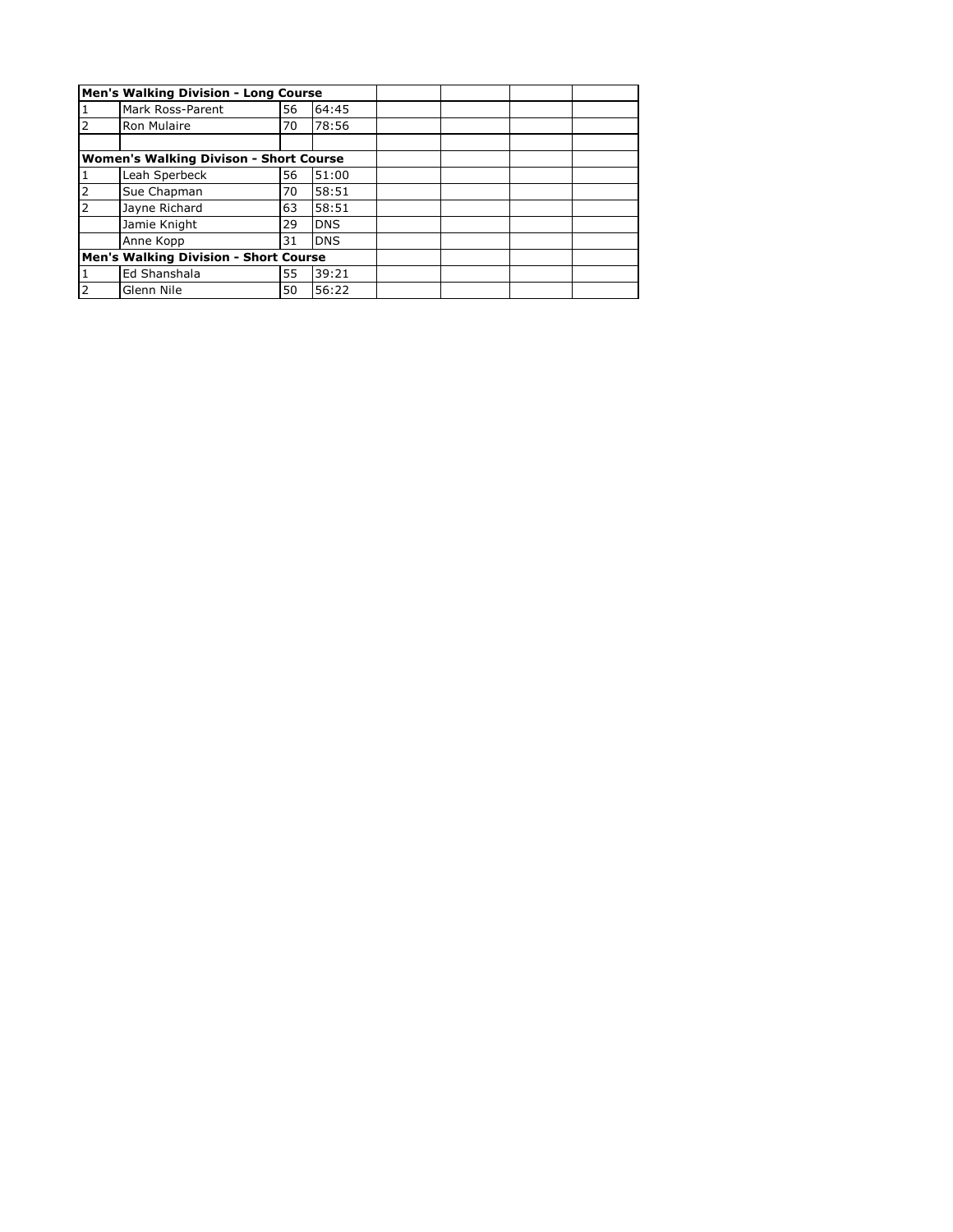| | | | | | | | |
|---|---|---|---|---|---|---|---|
| **Men's Walking Division - Long Course** | | | | | | | |
| 1 | Mark Ross-Parent | 56 | 64:45 | | | | |
| 2 | Ron Mulaire | 70 | 78:56 | | | | |
| | | | | | | | |
| **Women's Walking Divison - Short Course** | | | | | | | |
| 1 | Leah Sperbeck | 56 | 51:00 | | | | |
| 2 | Sue Chapman | 70 | 58:51 | | | | |
| 2 | Jayne Richard | 63 | 58:51 | | | | |
| | Jamie Knight | 29 | DNS | | | | |
| | Anne Kopp | 31 | DNS | | | | |
| **Men's Walking Division - Short Course** | | | | | | | |
| 1 | Ed Shanshala | 55 | 39:21 | | | | |
| 2 | Glenn Nile | 50 | 56:22 | | | | |